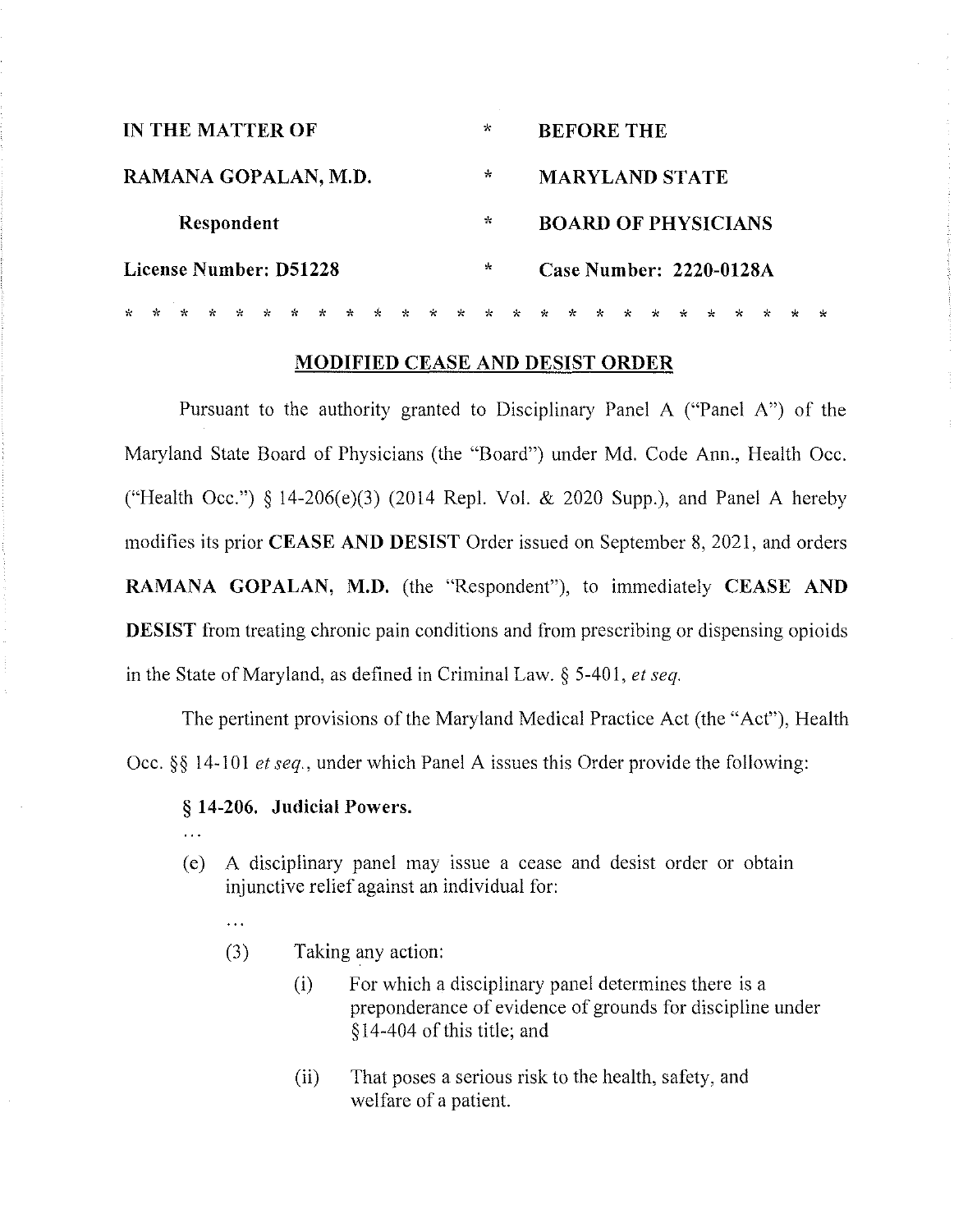| | | |
|---|---|---|
| **IN THE MATTER OF** | * | **BEFORE THE** |
| **RAMANA GOPALAN, M.D.** | * | **MARYLAND STATE** |
| **Respondent** | * | **BOARD OF PHYSICIANS** |
| **License Number: D51228** | * | **Case Number: 2220-0128A** |

\* * * * * * * * * * * * * * * * * * * * * * * * * * * * * * *

## MODIFIED CEASE AND DESIST ORDER

Pursuant to the authority granted to Disciplinary Panel A ("Panel A") of the Maryland State Board of Physicians (the "Board") under Md. Code Ann., Health Occ. ("Health Occ.") § 14-206(e)(3) (2014 Repl. Vol. & 2020 Supp.), and Panel A hereby modifies its prior **CEASE AND DESIST** Order issued on September 8, 2021, and orders **RAMANA GOPALAN, M.D.** (the "Respondent"), to immediately **CEASE AND DESIST** from treating chronic pain conditions and from prescribing or dispensing opioids in the State of Maryland, as defined in Criminal Law. § 5-401, *et seq.*

The pertinent provisions of the Maryland Medical Practice Act (the "Act"), Health Occ. §§ 14-101 *et seq.*, under which Panel A issues this Order provide the following:

**§ 14-206. Judicial Powers.**

...

(e) A disciplinary panel may issue a cease and desist order or obtain injunctive relief against an individual for:

...

(3) Taking any action:

(i) For which a disciplinary panel determines there is a preponderance of evidence of grounds for discipline under §14-404 of this title; and

(ii) That poses a serious risk to the health, safety, and welfare of a patient.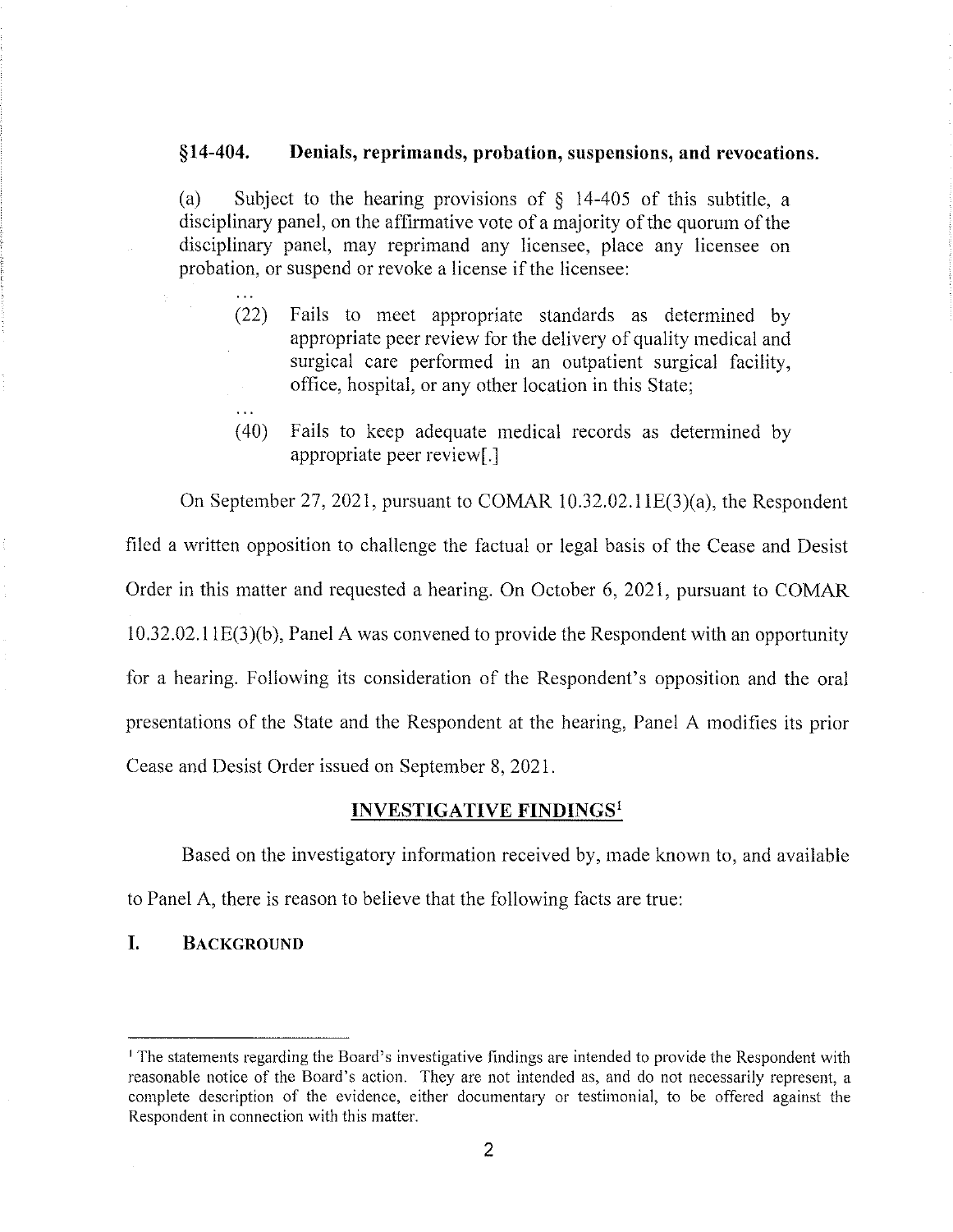**§14-404. Denials, reprimands, probation, suspensions, and revocations.**

(a) Subject to the hearing provisions of § 14-405 of this subtitle, a disciplinary panel, on the affirmative vote of a majority of the quorum of the disciplinary panel, may reprimand any licensee, place any licensee on probation, or suspend or revoke a license if the licensee:

> . . .
>
> (22) Fails to meet appropriate standards as determined by appropriate peer review for the delivery of quality medical and surgical care performed in an outpatient surgical facility, office, hospital, or any other location in this State;
>
> . . .
>
> (40) Fails to keep adequate medical records as determined by appropriate peer review[.]

On September 27, 2021, pursuant to COMAR 10.32.02.11E(3)(a), the Respondent filed a written opposition to challenge the factual or legal basis of the Cease and Desist Order in this matter and requested a hearing. On October 6, 2021, pursuant to COMAR 10.32.02.11E(3)(b), Panel A was convened to provide the Respondent with an opportunity for a hearing. Following its consideration of the Respondent's opposition and the oral presentations of the State and the Respondent at the hearing, Panel A modifies its prior Cease and Desist Order issued on September 8, 2021.

## INVESTIGATIVE FINDINGS[1]

Based on the investigatory information received by, made known to, and available to Panel A, there is reason to believe that the following facts are true:

### I. BACKGROUND

[1] The statements regarding the Board's investigative findings are intended to provide the Respondent with reasonable notice of the Board's action. They are not intended as, and do not necessarily represent, a complete description of the evidence, either documentary or testimonial, to be offered against the Respondent in connection with this matter.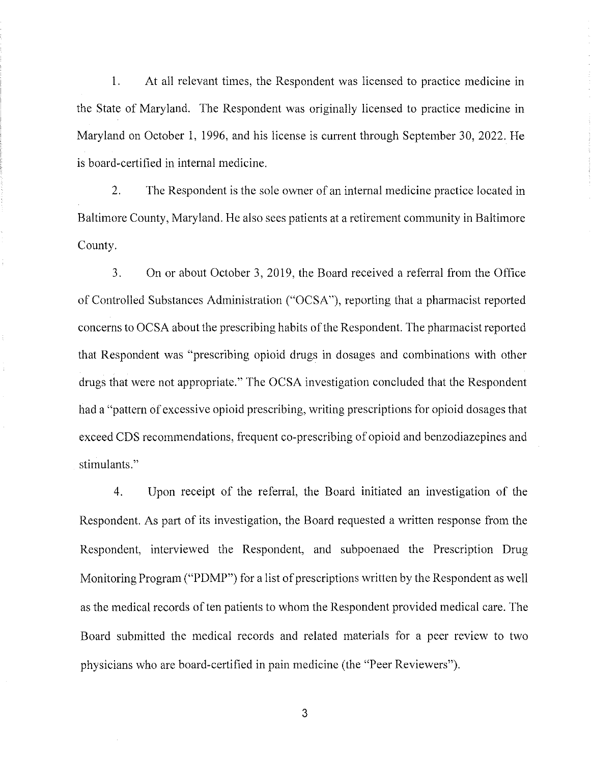1. At all relevant times, the Respondent was licensed to practice medicine in the State of Maryland. The Respondent was originally licensed to practice medicine in Maryland on October 1, 1996, and his license is current through September 30, 2022. He is board-certified in internal medicine.

2. The Respondent is the sole owner of an internal medicine practice located in Baltimore County, Maryland. He also sees patients at a retirement community in Baltimore County.

3. On or about October 3, 2019, the Board received a referral from the Office of Controlled Substances Administration ("OCSA"), reporting that a pharmacist reported concerns to OCSA about the prescribing habits of the Respondent. The pharmacist reported that Respondent was "prescribing opioid drugs in dosages and combinations with other drugs that were not appropriate." The OCSA investigation concluded that the Respondent had a "pattern of excessive opioid prescribing, writing prescriptions for opioid dosages that exceed CDS recommendations, frequent co-prescribing of opioid and benzodiazepines and stimulants."

4. Upon receipt of the referral, the Board initiated an investigation of the Respondent. As part of its investigation, the Board requested a written response from the Respondent, interviewed the Respondent, and subpoenaed the Prescription Drug Monitoring Program ("PDMP") for a list of prescriptions written by the Respondent as well as the medical records of ten patients to whom the Respondent provided medical care. The Board submitted the medical records and related materials for a peer review to two physicians who are board-certified in pain medicine (the "Peer Reviewers").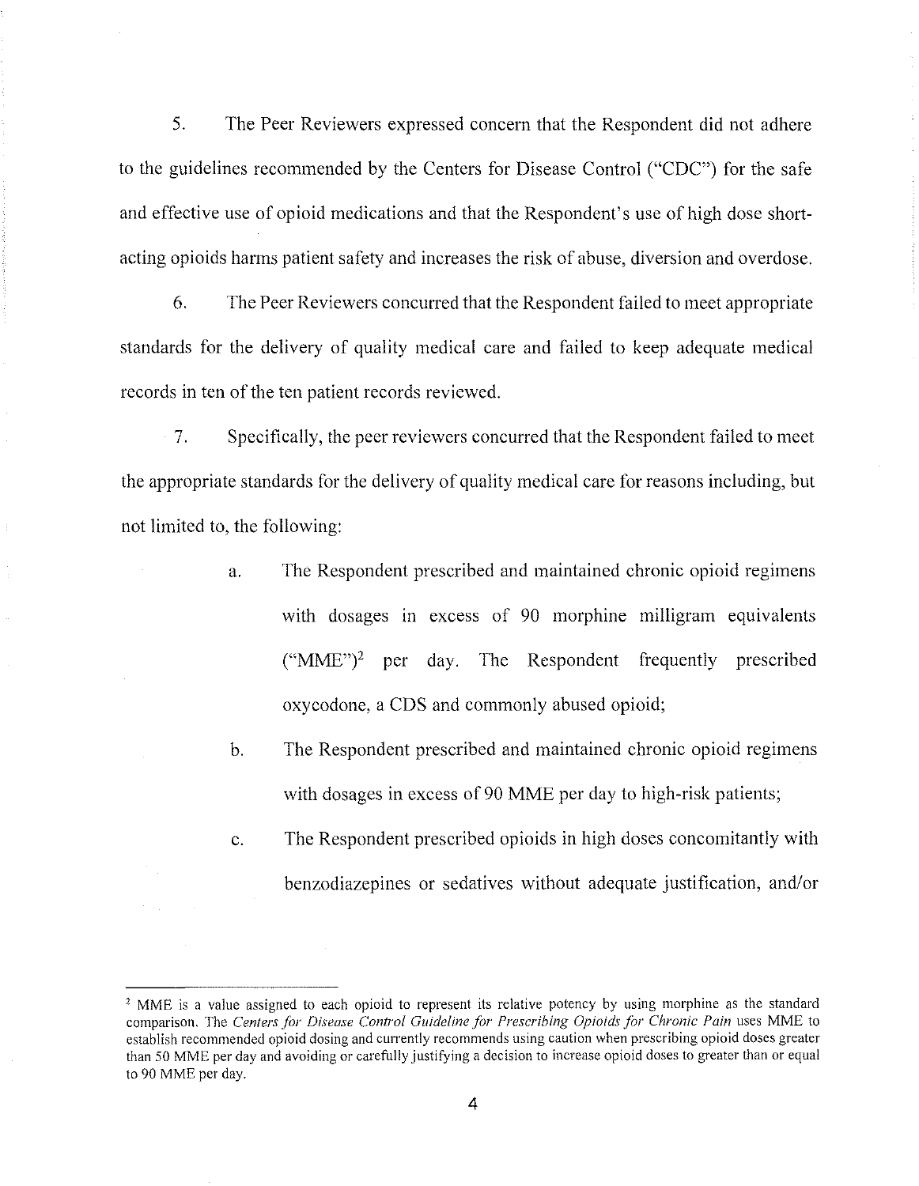5. The Peer Reviewers expressed concern that the Respondent did not adhere to the guidelines recommended by the Centers for Disease Control ("CDC") for the safe and effective use of opioid medications and that the Respondent's use of high dose short-acting opioids harms patient safety and increases the risk of abuse, diversion and overdose.

6. The Peer Reviewers concurred that the Respondent failed to meet appropriate standards for the delivery of quality medical care and failed to keep adequate medical records in ten of the ten patient records reviewed.

7. Specifically, the peer reviewers concurred that the Respondent failed to meet the appropriate standards for the delivery of quality medical care for reasons including, but not limited to, the following:

   a. The Respondent prescribed and maintained chronic opioid regimens with dosages in excess of 90 morphine milligram equivalents ("MME")[2] per day. The Respondent frequently prescribed oxycodone, a CDS and commonly abused opioid;

   b. The Respondent prescribed and maintained chronic opioid regimens with dosages in excess of 90 MME per day to high-risk patients;

   c. The Respondent prescribed opioids in high doses concomitantly with benzodiazepines or sedatives without adequate justification, and/or

---

[2] MME is a value assigned to each opioid to represent its relative potency by using morphine as the standard comparison. The *Centers for Disease Control Guideline for Prescribing Opioids for Chronic Pain* uses MME to establish recommended opioid dosing and currently recommends using caution when prescribing opioid doses greater than 50 MME per day and avoiding or carefully justifying a decision to increase opioid doses to greater than or equal to 90 MME per day.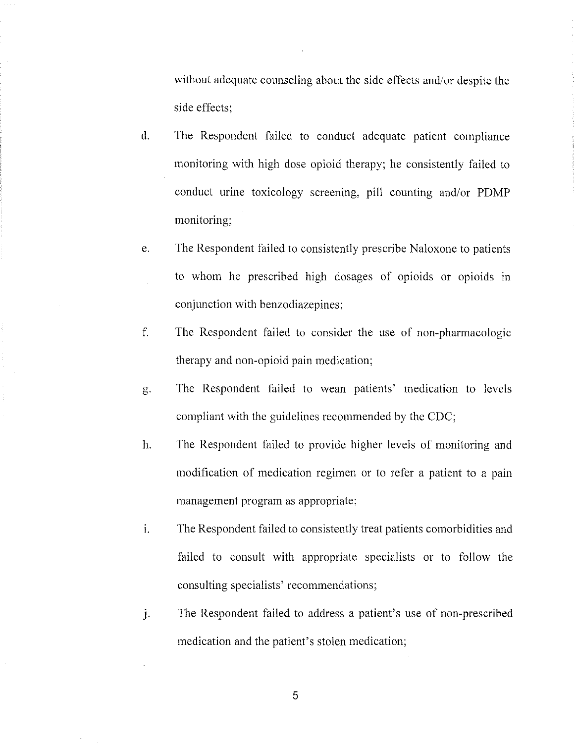without adequate counseling about the side effects and/or despite the side effects;

d. The Respondent failed to conduct adequate patient compliance monitoring with high dose opioid therapy; he consistently failed to conduct urine toxicology screening, pill counting and/or PDMP monitoring;

e. The Respondent failed to consistently prescribe Naloxone to patients to whom he prescribed high dosages of opioids or opioids in conjunction with benzodiazepines;

f. The Respondent failed to consider the use of non-pharmacologic therapy and non-opioid pain medication;

g. The Respondent failed to wean patients' medication to levels compliant with the guidelines recommended by the CDC;

h. The Respondent failed to provide higher levels of monitoring and modification of medication regimen or to refer a patient to a pain management program as appropriate;

i. The Respondent failed to consistently treat patients comorbidities and failed to consult with appropriate specialists or to follow the consulting specialists' recommendations;

j. The Respondent failed to address a patient's use of non-prescribed medication and the patient's stolen medication;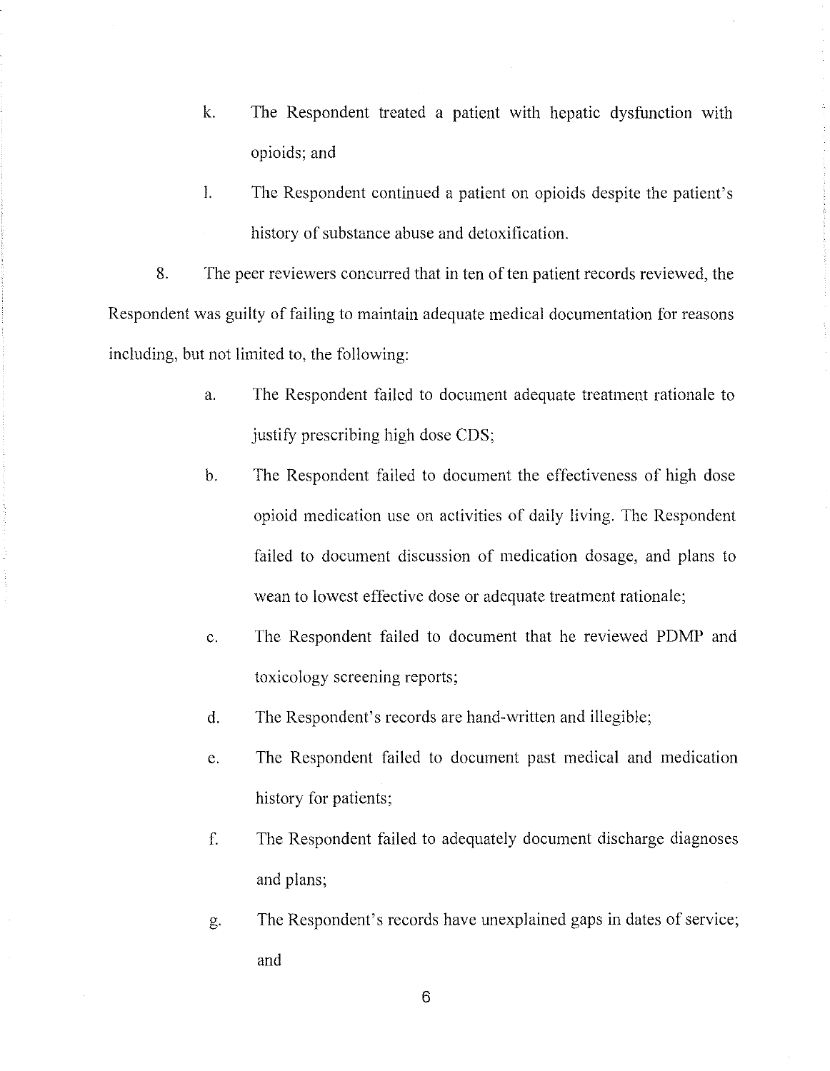k. The Respondent treated a patient with hepatic dysfunction with opioids; and

l. The Respondent continued a patient on opioids despite the patient's history of substance abuse and detoxification.

8. The peer reviewers concurred that in ten of ten patient records reviewed, the Respondent was guilty of failing to maintain adequate medical documentation for reasons including, but not limited to, the following:

a. The Respondent failed to document adequate treatment rationale to justify prescribing high dose CDS;

b. The Respondent failed to document the effectiveness of high dose opioid medication use on activities of daily living. The Respondent failed to document discussion of medication dosage, and plans to wean to lowest effective dose or adequate treatment rationale;

c. The Respondent failed to document that he reviewed PDMP and toxicology screening reports;

d. The Respondent's records are hand-written and illegible;

e. The Respondent failed to document past medical and medication history for patients;

f. The Respondent failed to adequately document discharge diagnoses and plans;

g. The Respondent's records have unexplained gaps in dates of service; and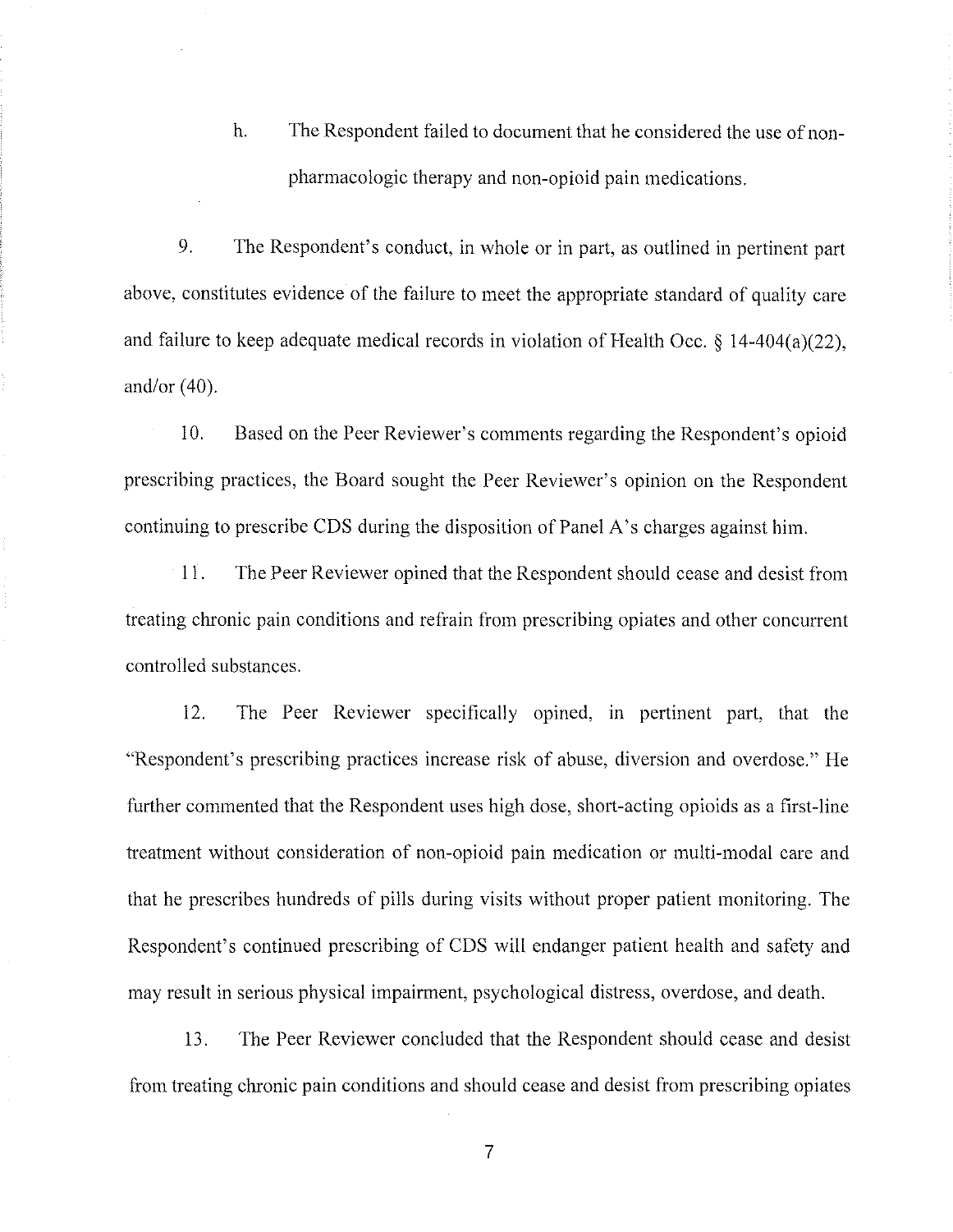h. The Respondent failed to document that he considered the use of non-pharmacologic therapy and non-opioid pain medications.

9. The Respondent's conduct, in whole or in part, as outlined in pertinent part above, constitutes evidence of the failure to meet the appropriate standard of quality care and failure to keep adequate medical records in violation of Health Occ. § 14-404(a)(22), and/or (40).

10. Based on the Peer Reviewer's comments regarding the Respondent's opioid prescribing practices, the Board sought the Peer Reviewer's opinion on the Respondent continuing to prescribe CDS during the disposition of Panel A's charges against him.

11. The Peer Reviewer opined that the Respondent should cease and desist from treating chronic pain conditions and refrain from prescribing opiates and other concurrent controlled substances.

12. The Peer Reviewer specifically opined, in pertinent part, that the "Respondent's prescribing practices increase risk of abuse, diversion and overdose." He further commented that the Respondent uses high dose, short-acting opioids as a first-line treatment without consideration of non-opioid pain medication or multi-modal care and that he prescribes hundreds of pills during visits without proper patient monitoring. The Respondent's continued prescribing of CDS will endanger patient health and safety and may result in serious physical impairment, psychological distress, overdose, and death.

13. The Peer Reviewer concluded that the Respondent should cease and desist from treating chronic pain conditions and should cease and desist from prescribing opiates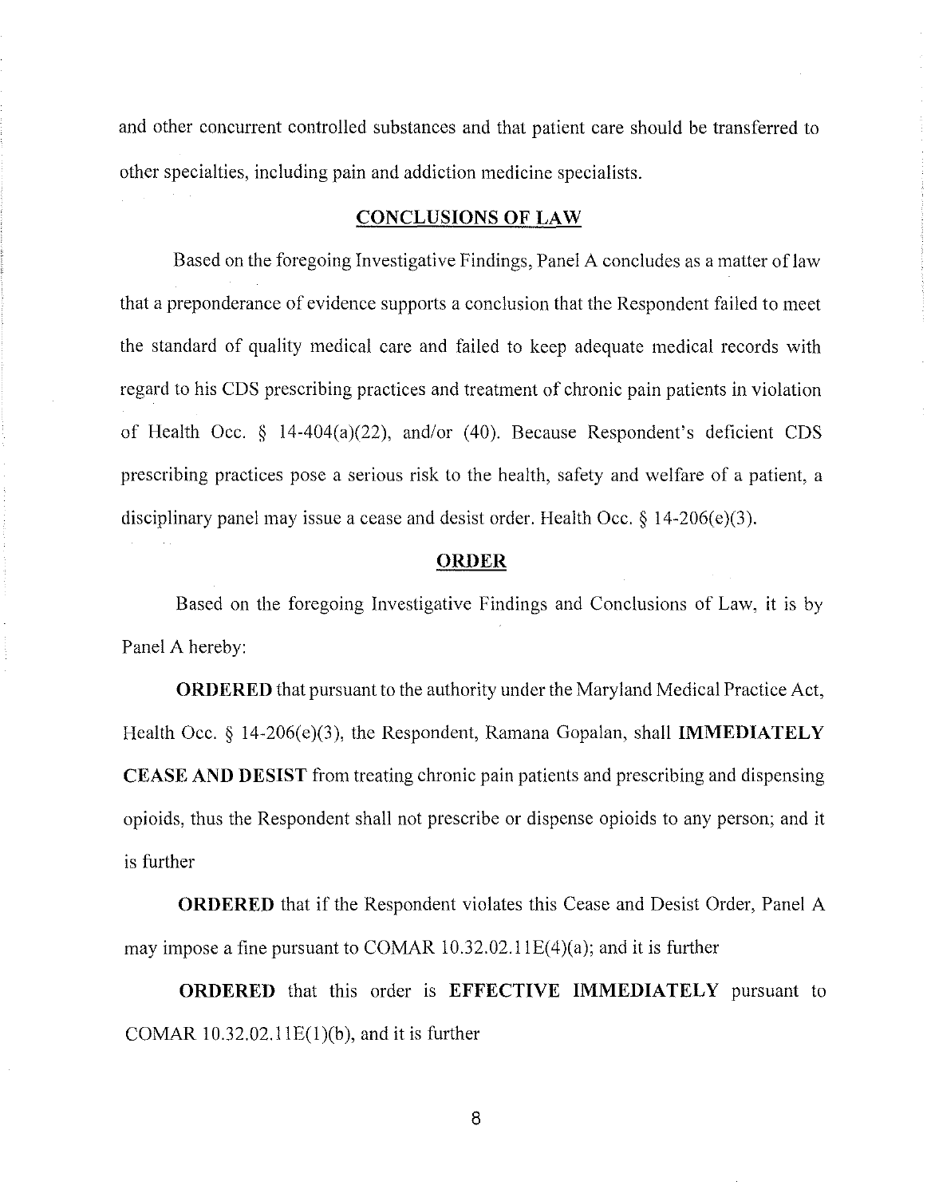and other concurrent controlled substances and that patient care should be transferred to other specialties, including pain and addiction medicine specialists.

## CONCLUSIONS OF LAW

Based on the foregoing Investigative Findings, Panel A concludes as a matter of law that a preponderance of evidence supports a conclusion that the Respondent failed to meet the standard of quality medical care and failed to keep adequate medical records with regard to his CDS prescribing practices and treatment of chronic pain patients in violation of Health Occ. § 14-404(a)(22), and/or (40). Because Respondent's deficient CDS prescribing practices pose a serious risk to the health, safety and welfare of a patient, a disciplinary panel may issue a cease and desist order. Health Occ. § 14-206(e)(3).

## ORDER

Based on the foregoing Investigative Findings and Conclusions of Law, it is by Panel A hereby:

**ORDERED** that pursuant to the authority under the Maryland Medical Practice Act, Health Occ. § 14-206(e)(3), the Respondent, Ramana Gopalan, shall **IMMEDIATELY CEASE AND DESIST** from treating chronic pain patients and prescribing and dispensing opioids, thus the Respondent shall not prescribe or dispense opioids to any person; and it is further

**ORDERED** that if the Respondent violates this Cease and Desist Order, Panel A may impose a fine pursuant to COMAR 10.32.02.11E(4)(a); and it is further

**ORDERED** that this order is **EFFECTIVE IMMEDIATELY** pursuant to COMAR 10.32.02.11E(1)(b), and it is further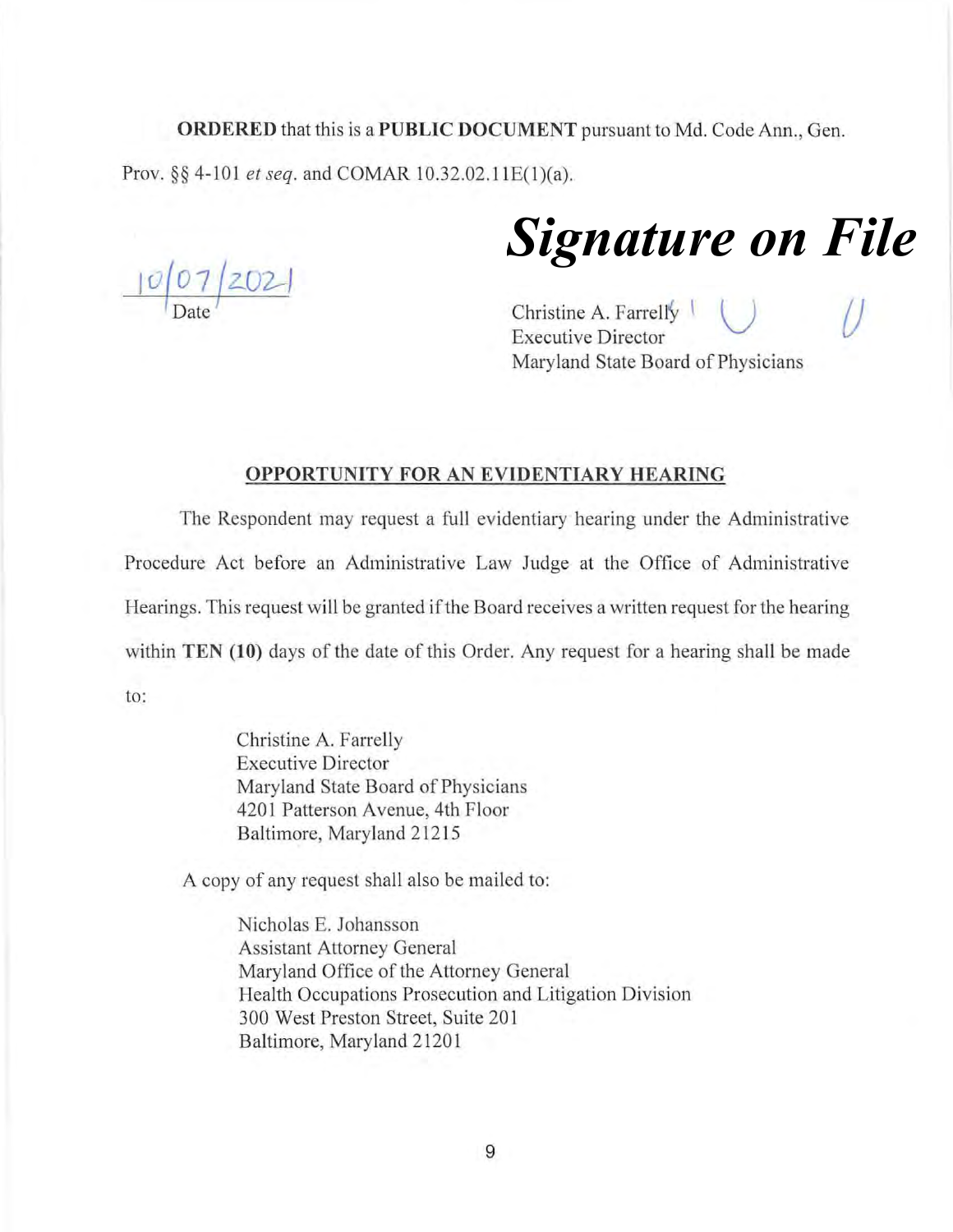**ORDERED** that this is a **PUBLIC DOCUMENT** pursuant to Md. Code Ann., Gen. Prov. §§ 4-101 *et seq.* and COMAR 10.32.02.11E(1)(a).

10/07/2021
Date

***Signature on File***

Christine A. Farrelly
Executive Director
Maryland State Board of Physicians

## OPPORTUNITY FOR AN EVIDENTIARY HEARING

The Respondent may request a full evidentiary hearing under the Administrative Procedure Act before an Administrative Law Judge at the Office of Administrative Hearings. This request will be granted if the Board receives a written request for the hearing within **TEN (10)** days of the date of this Order. Any request for a hearing shall be made to:

Christine A. Farrelly
Executive Director
Maryland State Board of Physicians
4201 Patterson Avenue, 4th Floor
Baltimore, Maryland 21215

A copy of any request shall also be mailed to:

Nicholas E. Johansson
Assistant Attorney General
Maryland Office of the Attorney General
Health Occupations Prosecution and Litigation Division
300 West Preston Street, Suite 201
Baltimore, Maryland 21201